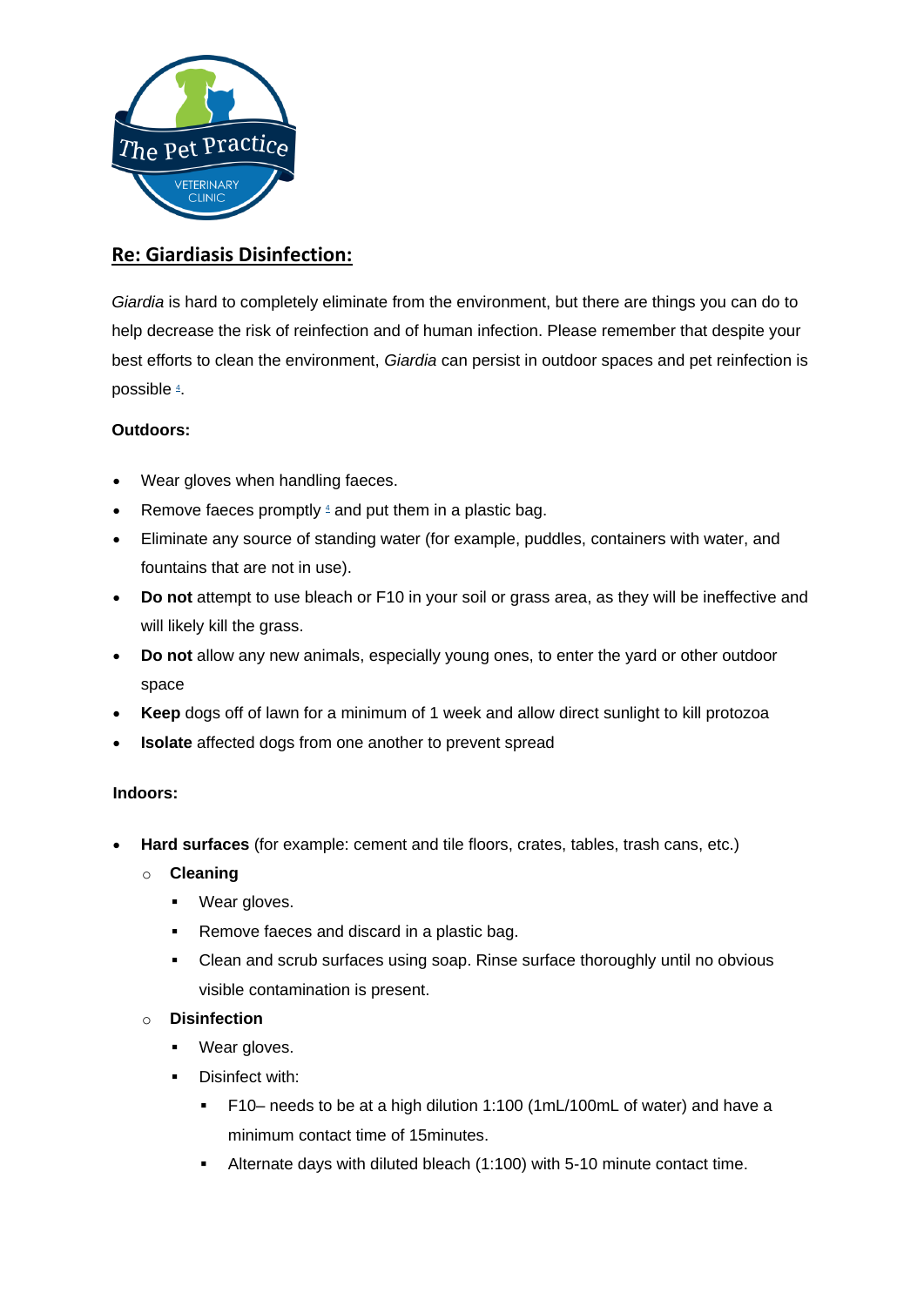The Pet Practice

VETERINARY CLINIC

## Re: Giardiasis Disinfection:

*Giardia* is hard to completely eliminate from the environment, but there are things you can do to help decrease the risk of reinfection and of human infection. Please remember that despite your best efforts to clean the environment, *Giardia* can persist in outdoor spaces and pet reinfection is possible [4].

**Outdoors:**

- Wear gloves when handling faeces.
- Remove faeces promptly [4] and put them in a plastic bag.
- Eliminate any source of standing water (for example, puddles, containers with water, and fountains that are not in use).
- **Do not** attempt to use bleach or F10 in your soil or grass area, as they will be ineffective and will likely kill the grass.
- **Do not** allow any new animals, especially young ones, to enter the yard or other outdoor space
- **Keep** dogs off of lawn for a minimum of 1 week and allow direct sunlight to kill protozoa
- **Isolate** affected dogs from one another to prevent spread

**Indoors:**

- **Hard surfaces** (for example: cement and tile floors, crates, tables, trash cans, etc.)
  - **Cleaning**
    - Wear gloves.
    - Remove faeces and discard in a plastic bag.
    - Clean and scrub surfaces using soap. Rinse surface thoroughly until no obvious visible contamination is present.
  - **Disinfection**
    - Wear gloves.
    - Disinfect with:
      - F10– needs to be at a high dilution 1:100 (1mL/100mL of water) and have a minimum contact time of 15minutes.
      - Alternate days with diluted bleach (1:100) with 5-10 minute contact time.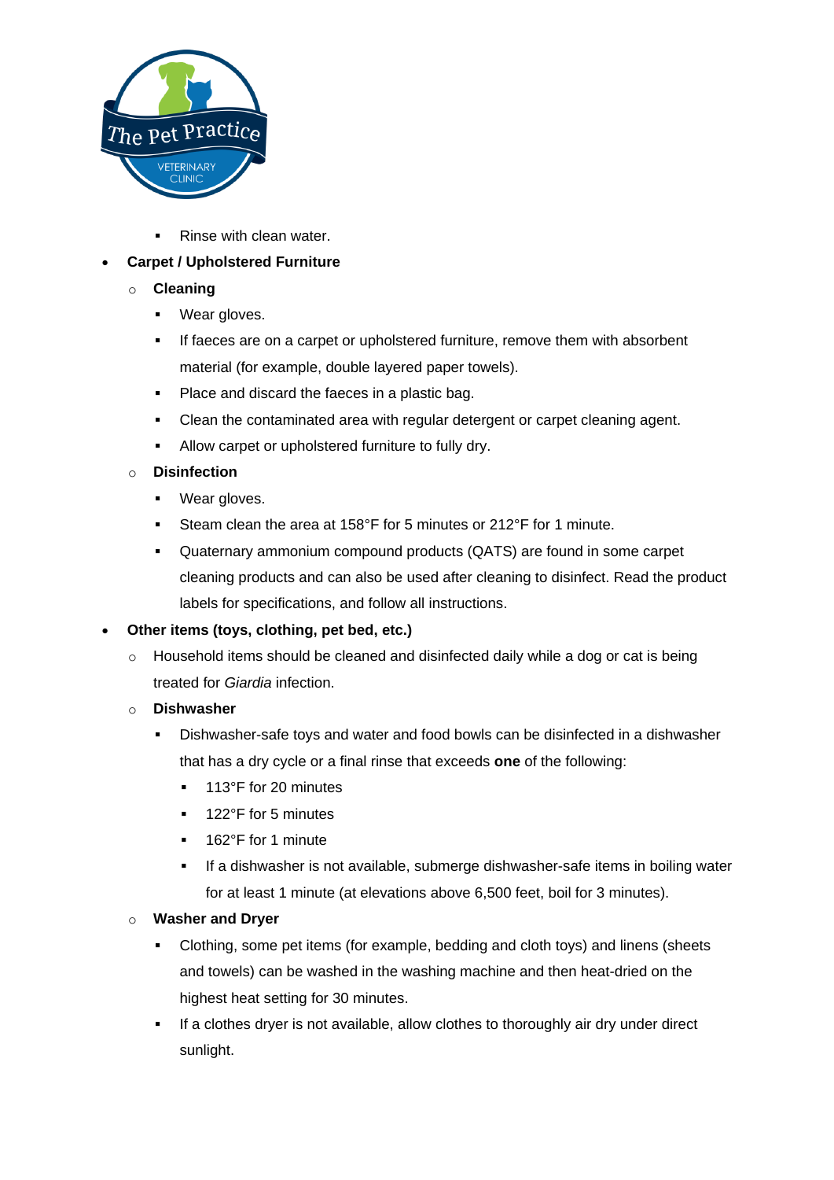- Rinse with clean water.

- **Carpet / Upholstered Furniture**
  - **Cleaning**
    - Wear gloves.
    - If faeces are on a carpet or upholstered furniture, remove them with absorbent material (for example, double layered paper towels).
    - Place and discard the faeces in a plastic bag.
    - Clean the contaminated area with regular detergent or carpet cleaning agent.
    - Allow carpet or upholstered furniture to fully dry.
  - **Disinfection**
    - Wear gloves.
    - Steam clean the area at 158°F for 5 minutes or 212°F for 1 minute.
    - Quaternary ammonium compound products (QATS) are found in some carpet cleaning products and can also be used after cleaning to disinfect. Read the product labels for specifications, and follow all instructions.

- **Other items (toys, clothing, pet bed, etc.)**
  - Household items should be cleaned and disinfected daily while a dog or cat is being treated for *Giardia* infection.
  - **Dishwasher**
    - Dishwasher-safe toys and water and food bowls can be disinfected in a dishwasher that has a dry cycle or a final rinse that exceeds **one** of the following:
      - 113°F for 20 minutes
      - 122°F for 5 minutes
      - 162°F for 1 minute
      - If a dishwasher is not available, submerge dishwasher-safe items in boiling water for at least 1 minute (at elevations above 6,500 feet, boil for 3 minutes).
  - **Washer and Dryer**
    - Clothing, some pet items (for example, bedding and cloth toys) and linens (sheets and towels) can be washed in the washing machine and then heat-dried on the highest heat setting for 30 minutes.
    - If a clothes dryer is not available, allow clothes to thoroughly air dry under direct sunlight.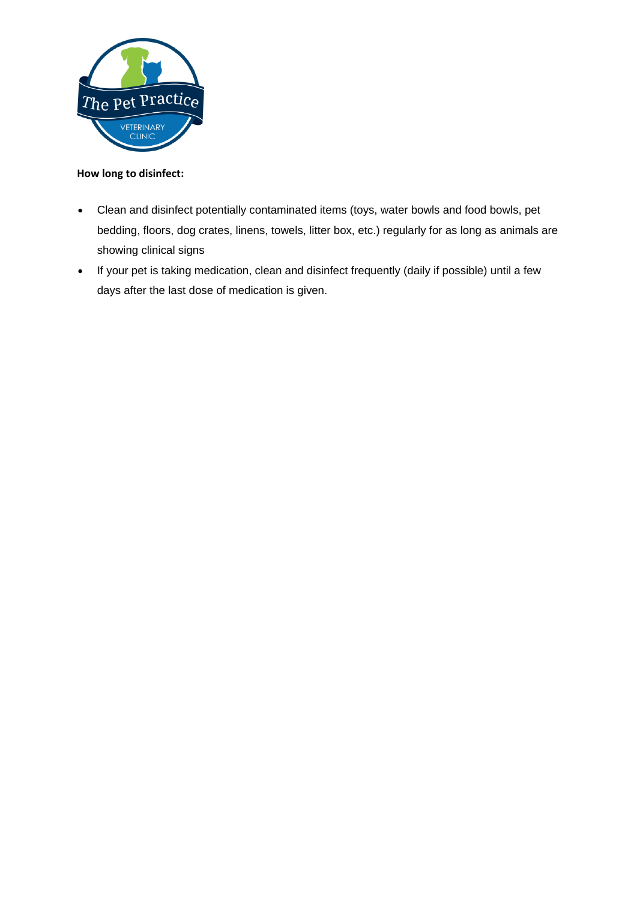**How long to disinfect:**

- Clean and disinfect potentially contaminated items (toys, water bowls and food bowls, pet bedding, floors, dog crates, linens, towels, litter box, etc.) regularly for as long as animals are showing clinical signs
- If your pet is taking medication, clean and disinfect frequently (daily if possible) until a few days after the last dose of medication is given.